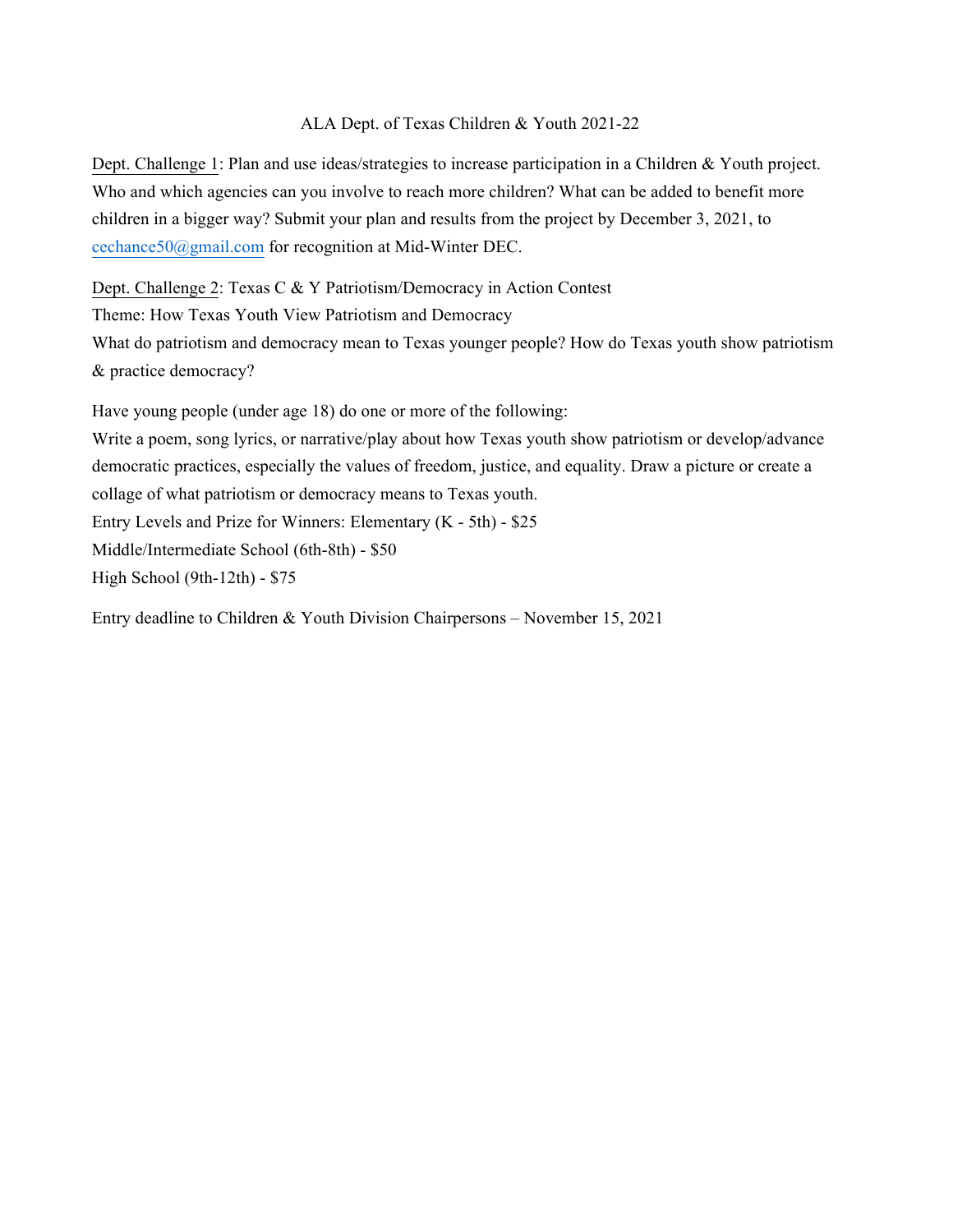# ALA Dept. of Texas Children & Youth 2021-22

Dept. Challenge 1: Plan and use ideas/strategies to increase participation in a Children & Youth project. Who and which agencies can you involve to reach more children? What can be added to benefit more children in a bigger way? Submit your plan and results from the project by December 3, 2021, to cechance50@gmail.com for recognition at Mid-Winter DEC.

Dept. Challenge 2: Texas C & Y Patriotism/Democracy in Action Contest
Theme: How Texas Youth View Patriotism and Democracy
What do patriotism and democracy mean to Texas younger people? How do Texas youth show patriotism & practice democracy?

Have young people (under age 18) do one or more of the following:
Write a poem, song lyrics, or narrative/play about how Texas youth show patriotism or develop/advance democratic practices, especially the values of freedom, justice, and equality. Draw a picture or create a collage of what patriotism or democracy means to Texas youth.
Entry Levels and Prize for Winners: Elementary (K - 5th) - $25
Middle/Intermediate School (6th-8th) - $50
High School (9th-12th) - $75

Entry deadline to Children & Youth Division Chairpersons – November 15, 2021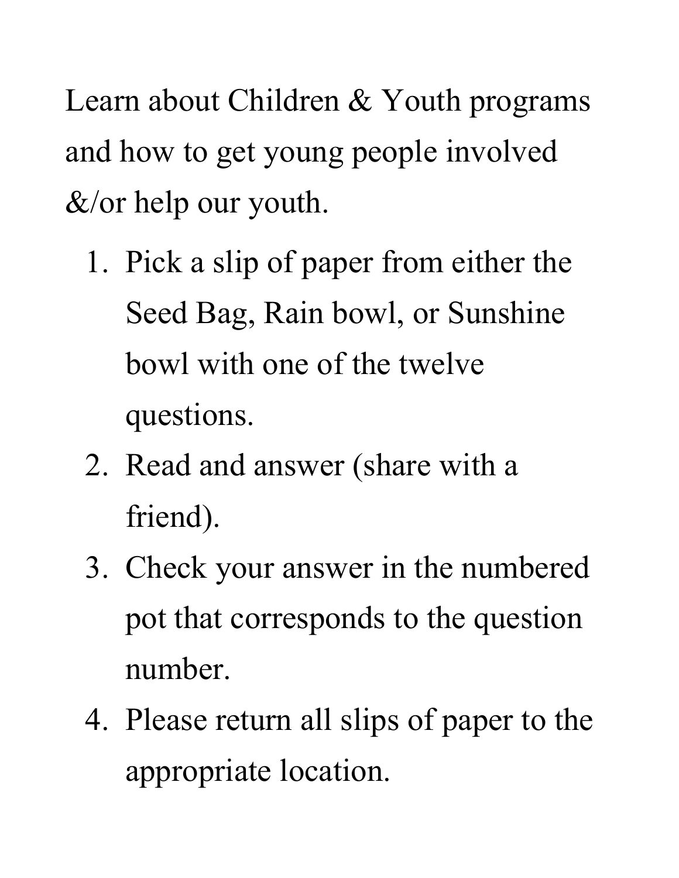Learn about Children & Youth programs and how to get young people involved &/or help our youth.

1. Pick a slip of paper from either the Seed Bag, Rain bowl, or Sunshine bowl with one of the twelve questions.
2. Read and answer (share with a friend).
3. Check your answer in the numbered pot that corresponds to the question number.
4. Please return all slips of paper to the appropriate location.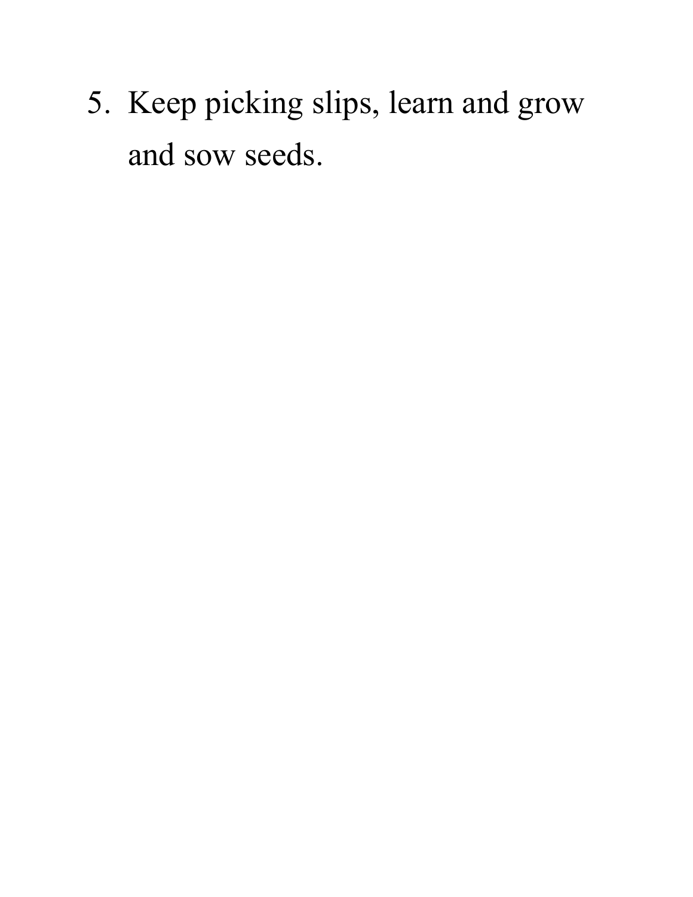5. Keep picking slips, learn and grow and sow seeds.